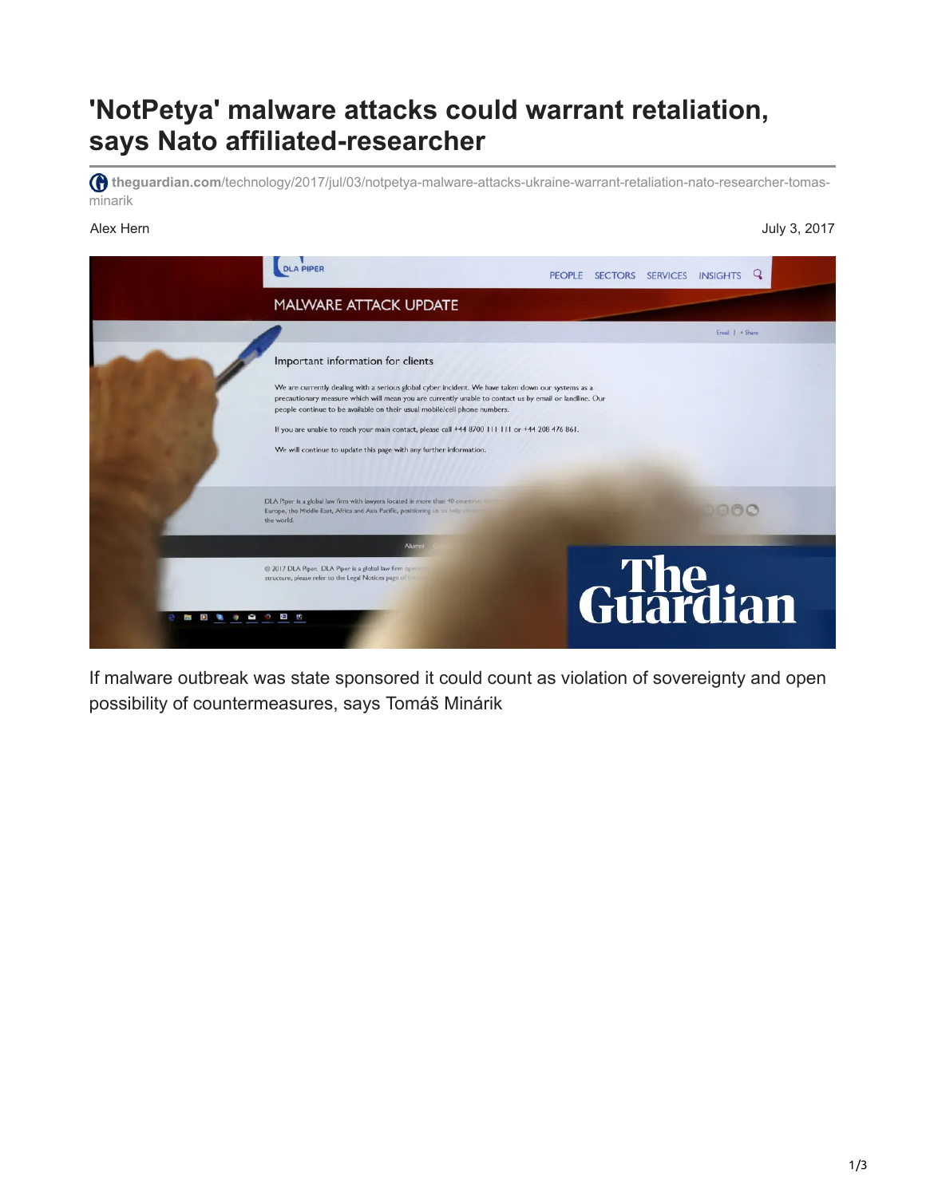# 'NotPetya' malware attacks could warrant retaliation, says Nato affiliated-researcher

theguardian.com/technology/2017/jul/03/notpetya-malware-attacks-ukraine-warrant-retaliation-nato-researcher-tomas-minarik

Alex Hern

July 3, 2017

If malware outbreak was state sponsored it could count as violation of sovereignty and open possibility of countermeasures, says Tomáš Minárik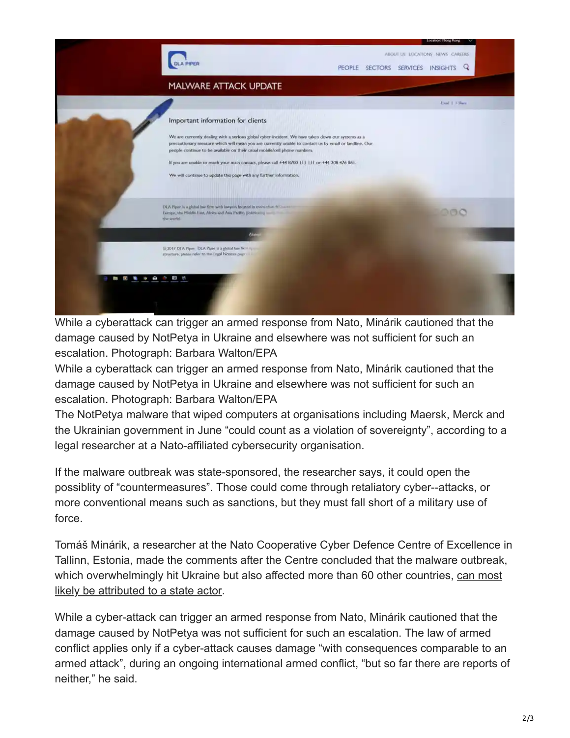While a cyberattack can trigger an armed response from Nato, Minárik cautioned that the damage caused by NotPetya in Ukraine and elsewhere was not sufficient for such an escalation. Photograph: Barbara Walton/EPA

While a cyberattack can trigger an armed response from Nato, Minárik cautioned that the damage caused by NotPetya in Ukraine and elsewhere was not sufficient for such an escalation. Photograph: Barbara Walton/EPA

The NotPetya malware that wiped computers at organisations including Maersk, Merck and the Ukrainian government in June "could count as a violation of sovereignty", according to a legal researcher at a Nato-affiliated cybersecurity organisation.

If the malware outbreak was state-sponsored, the researcher says, it could open the possiblity of "countermeasures". Those could come through retaliatory cyber--attacks, or more conventional means such as sanctions, but they must fall short of a military use of force.

Tomáš Minárik, a researcher at the Nato Cooperative Cyber Defence Centre of Excellence in Tallinn, Estonia, made the comments after the Centre concluded that the malware outbreak, which overwhelmingly hit Ukraine but also affected more than 60 other countries, can most likely be attributed to a state actor.

While a cyber-attack can trigger an armed response from Nato, Minárik cautioned that the damage caused by NotPetya was not sufficient for such an escalation. The law of armed conflict applies only if a cyber-attack causes damage "with consequences comparable to an armed attack", during an ongoing international armed conflict, "but so far there are reports of neither," he said.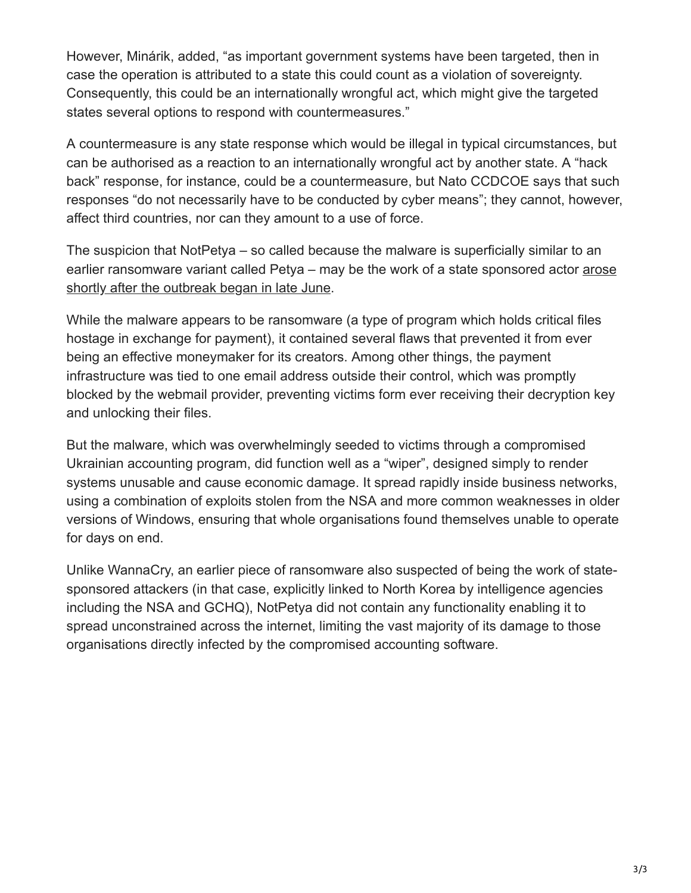However, Minárik, added, “as important government systems have been targeted, then in case the operation is attributed to a state this could count as a violation of sovereignty. Consequently, this could be an internationally wrongful act, which might give the targeted states several options to respond with countermeasures.”

A countermeasure is any state response which would be illegal in typical circumstances, but can be authorised as a reaction to an internationally wrongful act by another state. A “hack back” response, for instance, could be a countermeasure, but Nato CCDCOE says that such responses “do not necessarily have to be conducted by cyber means”; they cannot, however, affect third countries, nor can they amount to a use of force.

The suspicion that NotPetya – so called because the malware is superficially similar to an earlier ransomware variant called Petya – may be the work of a state sponsored actor arose shortly after the outbreak began in late June.

While the malware appears to be ransomware (a type of program which holds critical files hostage in exchange for payment), it contained several flaws that prevented it from ever being an effective moneymaker for its creators. Among other things, the payment infrastructure was tied to one email address outside their control, which was promptly blocked by the webmail provider, preventing victims form ever receiving their decryption key and unlocking their files.

But the malware, which was overwhelmingly seeded to victims through a compromised Ukrainian accounting program, did function well as a “wiper”, designed simply to render systems unusable and cause economic damage. It spread rapidly inside business networks, using a combination of exploits stolen from the NSA and more common weaknesses in older versions of Windows, ensuring that whole organisations found themselves unable to operate for days on end.

Unlike WannaCry, an earlier piece of ransomware also suspected of being the work of state-sponsored attackers (in that case, explicitly linked to North Korea by intelligence agencies including the NSA and GCHQ), NotPetya did not contain any functionality enabling it to spread unconstrained across the internet, limiting the vast majority of its damage to those organisations directly infected by the compromised accounting software.